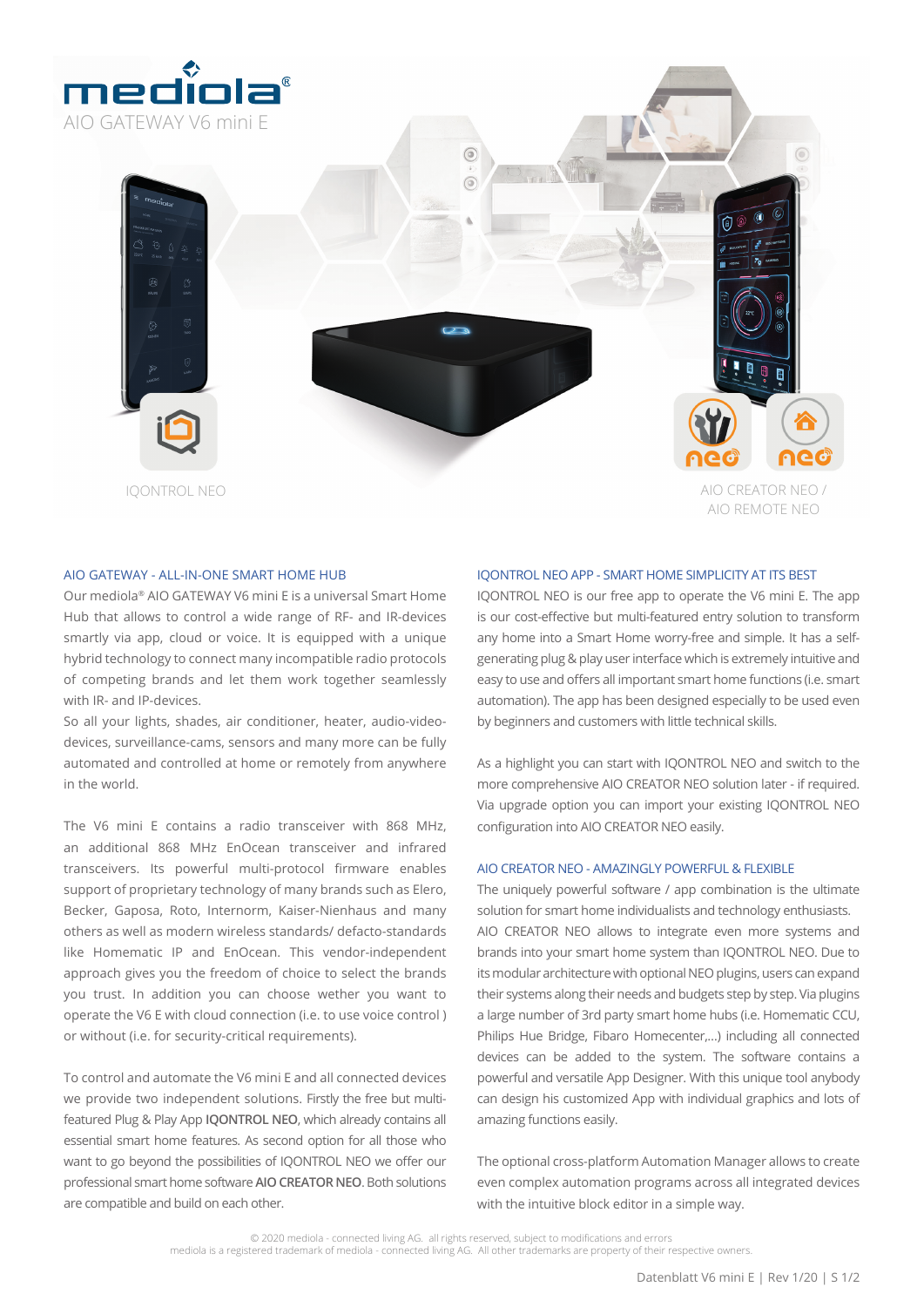# mediola®

AIO GATEWAY V6 mini E

IQONTROL NEO

AIO CREATOR NEO / AIO REMOTE NEO

## AIO GATEWAY - ALL-IN-ONE SMART HOME HUB

Our mediola® AIO GATEWAY V6 mini E is a universal Smart Home Hub that allows to control a wide range of RF- and IR-devices smartly via app, cloud or voice. It is equipped with a unique hybrid technology to connect many incompatible radio protocols of competing brands and let them work together seamlessly with IR- and IP-devices.

So all your lights, shades, air conditioner, heater, audio-video-devices, surveillance-cams, sensors and many more can be fully automated and controlled at home or remotely from anywhere in the world.

The V6 mini E contains a radio transceiver with 868 MHz, an additional 868 MHz EnOcean transceiver and infrared transceivers. Its powerful multi-protocol firmware enables support of proprietary technology of many brands such as Elero, Becker, Gaposa, Roto, Internorm, Kaiser-Nienhaus and many others as well as modern wireless standards/ defacto-standards like Homematic IP and EnOcean. This vendor-independent approach gives you the freedom of choice to select the brands you trust. In addition you can choose wether you want to operate the V6 E with cloud connection (i.e. to use voice control ) or without (i.e. for security-critical requirements).

To control and automate the V6 mini E and all connected devices we provide two independent solutions. Firstly the free but multi-featured Plug & Play App **IQONTROL NEO**, which already contains all essential smart home features. As second option for all those who want to go beyond the possibilities of IQONTROL NEO we offer our professional smart home software **AIO CREATOR NEO**. Both solutions are compatible and build on each other.

## IQONTROL NEO APP - SMART HOME SIMPLICITY AT ITS BEST

IQONTROL NEO is our free app to operate the V6 mini E. The app is our cost-effective but multi-featured entry solution to transform any home into a Smart Home worry-free and simple. It has a self-generating plug & play user interface which is extremely intuitive and easy to use and offers all important smart home functions (i.e. smart automation). The app has been designed especially to be used even by beginners and customers with little technical skills.

As a highlight you can start with IQONTROL NEO and switch to the more comprehensive AIO CREATOR NEO solution later - if required. Via upgrade option you can import your existing IQONTROL NEO configuration into AIO CREATOR NEO easily.

## AIO CREATOR NEO - AMAZINGLY POWERFUL & FLEXIBLE

The uniquely powerful software / app combination is the ultimate solution for smart home individualists and technology enthusiasts. AIO CREATOR NEO allows to integrate even more systems and brands into your smart home system than IQONTROL NEO. Due to its modular architecture with optional NEO plugins, users can expand their systems along their needs and budgets step by step. Via plugins a large number of 3rd party smart home hubs (i.e. Homematic CCU, Philips Hue Bridge, Fibaro Homecenter,...) including all connected devices can be added to the system. The software contains a powerful and versatile App Designer. With this unique tool anybody can design his customized App with individual graphics and lots of amazing functions easily.

The optional cross-platform Automation Manager allows to create even complex automation programs across all integrated devices with the intuitive block editor in a simple way.

© 2020 mediola - connected living AG. all rights reserved, subject to modifications and errors
mediola is a registered trademark of mediola - connected living AG. All other trademarks are property of their respective owners.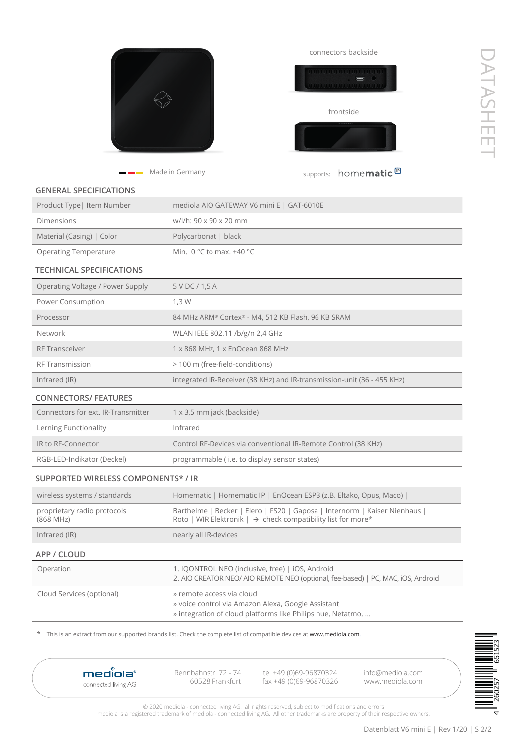connectors backside

frontside

Made in Germany

supports: homematic IP

DATASHEET

## GENERAL SPECIFICATIONS

| | |
|---|---|
| Product Type\| Item Number | mediola AIO GATEWAY V6 mini E \| GAT-6010E |
| Dimensions | w/l/h: 90 x 90 x 20 mm |
| Material (Casing) \| Color | Polycarbonat \| black |
| Operating Temperature | Min. 0 °C to max. +40 °C |

## TECHNICAL SPECIFICATIONS

| | |
|---|---|
| Operating Voltage / Power Supply | 5 V DC / 1,5 A |
| Power Consumption | 1,3 W |
| Processor | 84 MHz ARM® Cortex® - M4, 512 KB Flash, 96 KB SRAM |
| Network | WLAN IEEE 802.11 /b/g/n 2,4 GHz |
| RF Transceiver | 1 x 868 MHz, 1 x EnOcean 868 MHz |
| RF Transmission | > 100 m (free-field-conditions) |
| Infrared (IR) | integrated IR-Receiver (38 KHz) and IR-transmission-unit (36 - 455 KHz) |

## CONNECTORS/ FEATURES

| | |
|---|---|
| Connectors for ext. IR-Transmitter | 1 x 3,5 mm jack (backside) |
| Lerning Functionality | Infrared |
| IR to RF-Connector | Control RF-Devices via conventional IR-Remote Control (38 KHz) |
| RGB-LED-Indikator (Deckel) | programmable ( i.e. to display sensor states) |

## SUPPORTED WIRELESS COMPONENTS* / IR

| | |
|---|---|
| wireless systems / standards | Homematic \| Homematic IP \| EnOcean ESP3 (z.B. Eltako, Opus, Maco) \| |
| proprietary radio protocols (868 MHz) | Barthelme \| Becker \| Elero \| FS20 \| Gaposa \| Internorm \| Kaiser Nienhaus \| Roto \| WIR Elektronik \| → check compatibility list for more* |
| Infrared (IR) | nearly all IR-devices |

## APP / CLOUD

| | |
|---|---|
| Operation | 1. IQONTROL NEO (inclusive, free) \| iOS, Android<br>2. AIO CREATOR NEO/ AIO REMOTE NEO (optional, fee-based) \| PC, MAC, iOS, Android |
| Cloud Services (optional) | » remote access via cloud<br>» voice control via Amazon Alexa, Google Assistant<br>» integration of cloud platforms like Philips hue, Netatmo, ... |

* This is an extract from our supported brands list. Check the complete list of compatible devices at www.mediola.com.

mediola® connected living AG | Rennbahnstr. 72 - 74, 60528 Frankfurt | tel +49 (0)69-96870324, fax +49 (0)69-96870326 | info@mediola.com, www.mediola.com

4 260257 651523

© 2020 mediola - connected living AG. all rights reserved, subject to modifications and errors
mediola is a registered trademark of mediola - connected living AG. All other trademarks are property of their respective owners.